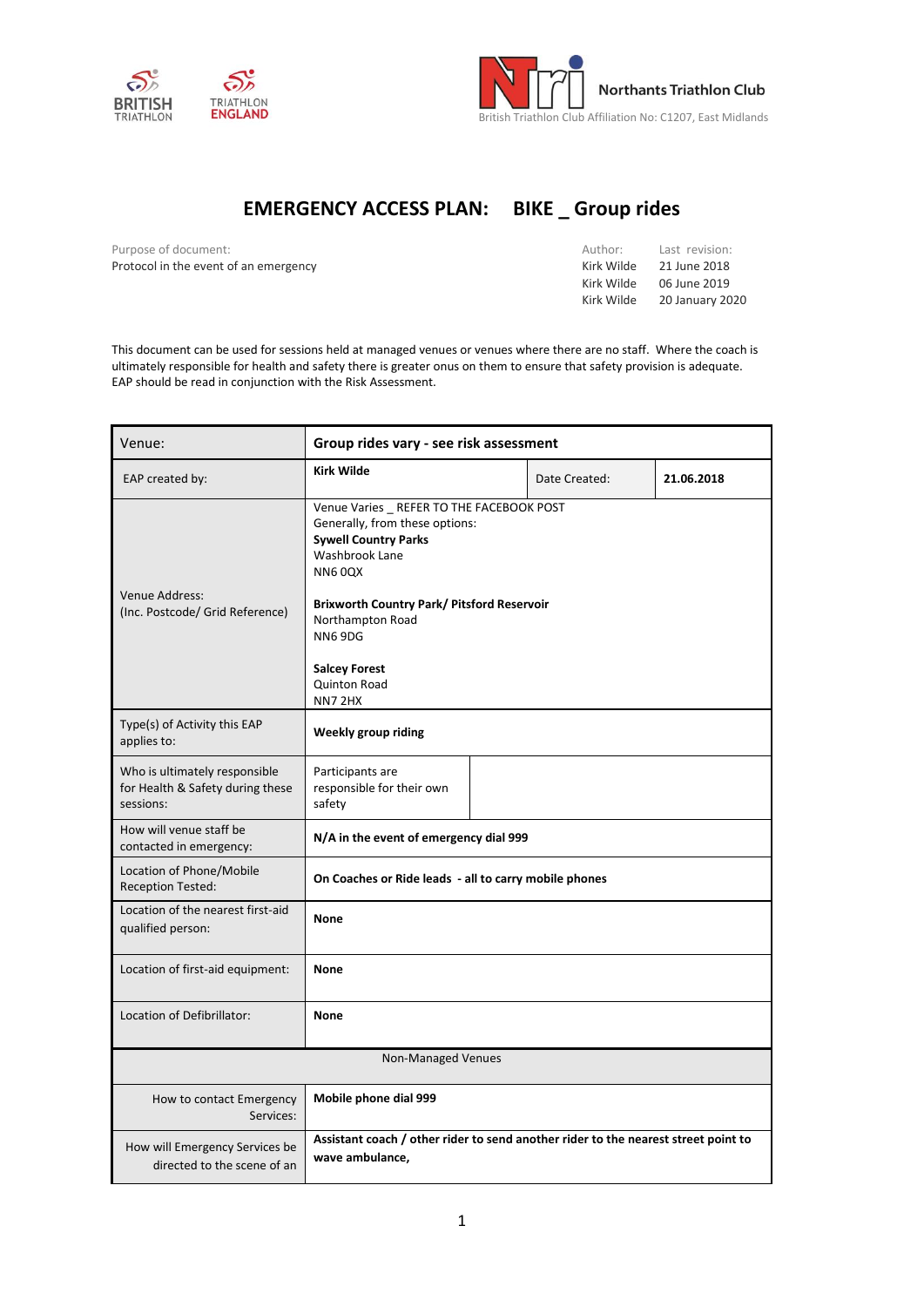BRITISH TRIATHLON | TRIATHLON ENGLAND

Northants Triathlon Club
British Triathlon Club Affiliation No: C1207, East Midlands

# EMERGENCY ACCESS PLAN: BIKE _ Group rides

Purpose of document:
Protocol in the event of an emergency

| Author: | Last revision: |
|---|---|
| Kirk Wilde | 21 June 2018 |
| Kirk Wilde | 06 June 2019 |
| Kirk Wilde | 20 January 2020 |

This document can be used for sessions held at managed venues or venues where there are no staff. Where the coach is ultimately responsible for health and safety there is greater onus on them to ensure that safety provision is adequate. EAP should be read in conjunction with the Risk Assessment.

| Venue: | **Group rides vary - see risk assessment** | | |
|---|---|---|---|
| EAP created by: | **Kirk Wilde** | Date Created: | **21.06.2018** |
| Venue Address: (Inc. Postcode/ Grid Reference) | Venue Varies _ REFER TO THE FACEBOOK POST<br>Generally, from these options:<br>**Sywell Country Parks**<br>Washbrook Lane<br>NN6 0QX<br><br>**Brixworth Country Park/ Pitsford Reservoir**<br>Northampton Road<br>NN6 9DG<br><br>**Salcey Forest**<br>Quinton Road<br>NN7 2HX | | |
| Type(s) of Activity this EAP applies to: | **Weekly group riding** | | |
| Who is ultimately responsible for Health & Safety during these sessions: | Participants are responsible for their own safety | | |
| How will venue staff be contacted in emergency: | **N/A in the event of emergency dial 999** | | |
| Location of Phone/Mobile Reception Tested: | **On Coaches or Ride leads - all to carry mobile phones** | | |
| Location of the nearest first-aid qualified person: | **None** | | |
| Location of first-aid equipment: | **None** | | |
| Location of Defibrillator: | **None** | | |
| Non-Managed Venues | | | |
| How to contact Emergency Services: | **Mobile phone dial 999** | | |
| How will Emergency Services be directed to the scene of an | **Assistant coach / other rider to send another rider to the nearest street point to wave ambulance,** | | |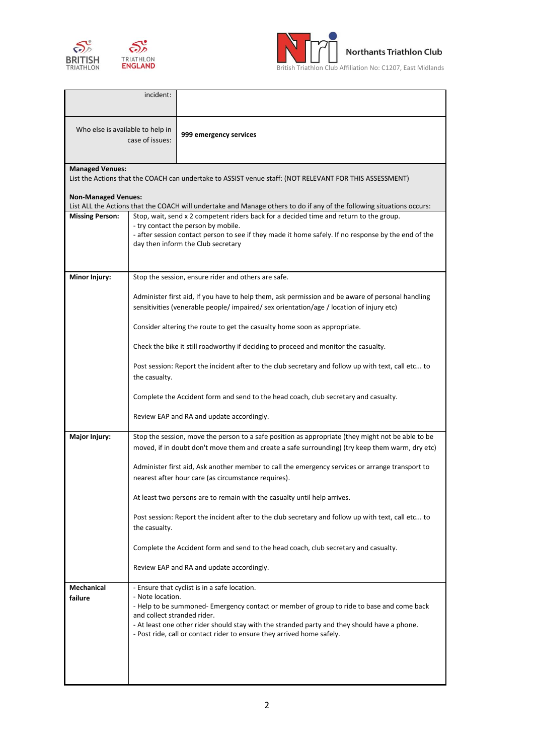| incident: | |
|---|---|
| Who else is available to help in case of issues: | **999 emergency services** |

**Managed Venues:**
List the Actions that the COACH can undertake to ASSIST venue staff: (NOT RELEVANT FOR THIS ASSESSMENT)

**Non-Managed Venues:**
List ALL the Actions that the COACH will undertake and Manage others to do if any of the following situations occurs:

| | |
|---|---|
| **Missing Person:** | Stop, wait, send x 2 competent riders back for a decided time and return to the group.<br>- try contact the person by mobile.<br>- after session contact person to see if they made it home safely. If no response by the end of the day then inform the Club secretary |
| **Minor Injury:** | Stop the session, ensure rider and others are safe.<br><br>Administer first aid, If you have to help them, ask permission and be aware of personal handling sensitivities (venerable people/ impaired/ sex orientation/age / location of injury etc)<br><br>Consider altering the route to get the casualty home soon as appropriate.<br><br>Check the bike it still roadworthy if deciding to proceed and monitor the casualty.<br><br>Post session: Report the incident after to the club secretary and follow up with text, call etc... to the casualty.<br><br>Complete the Accident form and send to the head coach, club secretary and casualty.<br><br>Review EAP and RA and update accordingly. |
| **Major Injury:** | Stop the session, move the person to a safe position as appropriate (they might not be able to be moved, if in doubt don't move them and create a safe surrounding) (try keep them warm, dry etc)<br><br>Administer first aid, Ask another member to call the emergency services or arrange transport to nearest after hour care (as circumstance requires).<br><br>At least two persons are to remain with the casualty until help arrives.<br><br>Post session: Report the incident after to the club secretary and follow up with text, call etc... to the casualty.<br><br>Complete the Accident form and send to the head coach, club secretary and casualty.<br><br>Review EAP and RA and update accordingly. |
| **Mechanical failure** | - Ensure that cyclist is in a safe location.<br>- Note location.<br>- Help to be summoned- Emergency contact or member of group to ride to base and come back and collect stranded rider.<br>- At least one other rider should stay with the stranded party and they should have a phone.<br>- Post ride, call or contact rider to ensure they arrived home safely. |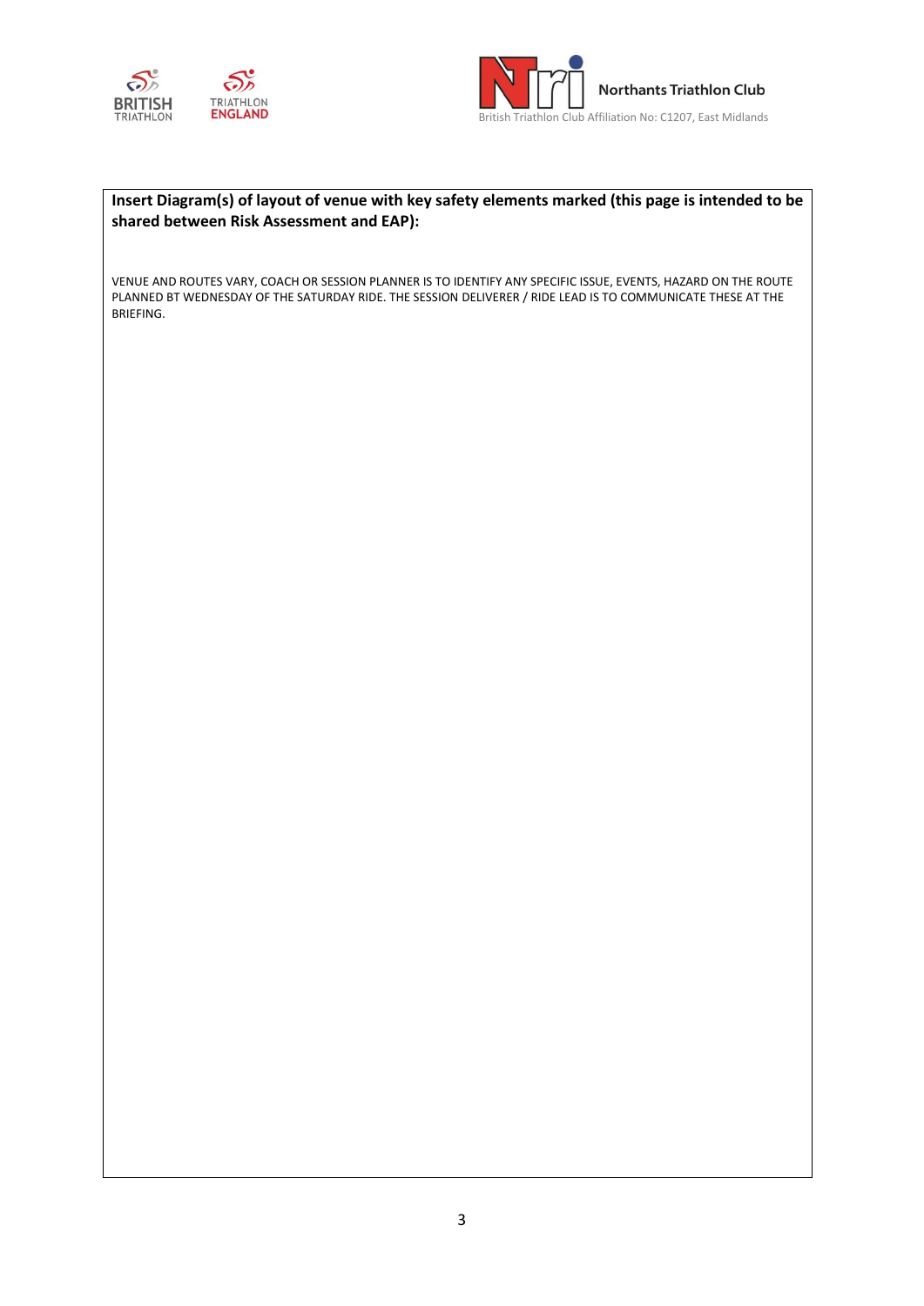**Insert Diagram(s) of layout of venue with key safety elements marked (this page is intended to be shared between Risk Assessment and EAP):**

VENUE AND ROUTES VARY, COACH OR SESSION PLANNER IS TO IDENTIFY ANY SPECIFIC ISSUE, EVENTS, HAZARD ON THE ROUTE PLANNED BT WEDNESDAY OF THE SATURDAY RIDE. THE SESSION DELIVERER / RIDE LEAD IS TO COMMUNICATE THESE AT THE BRIEFING.